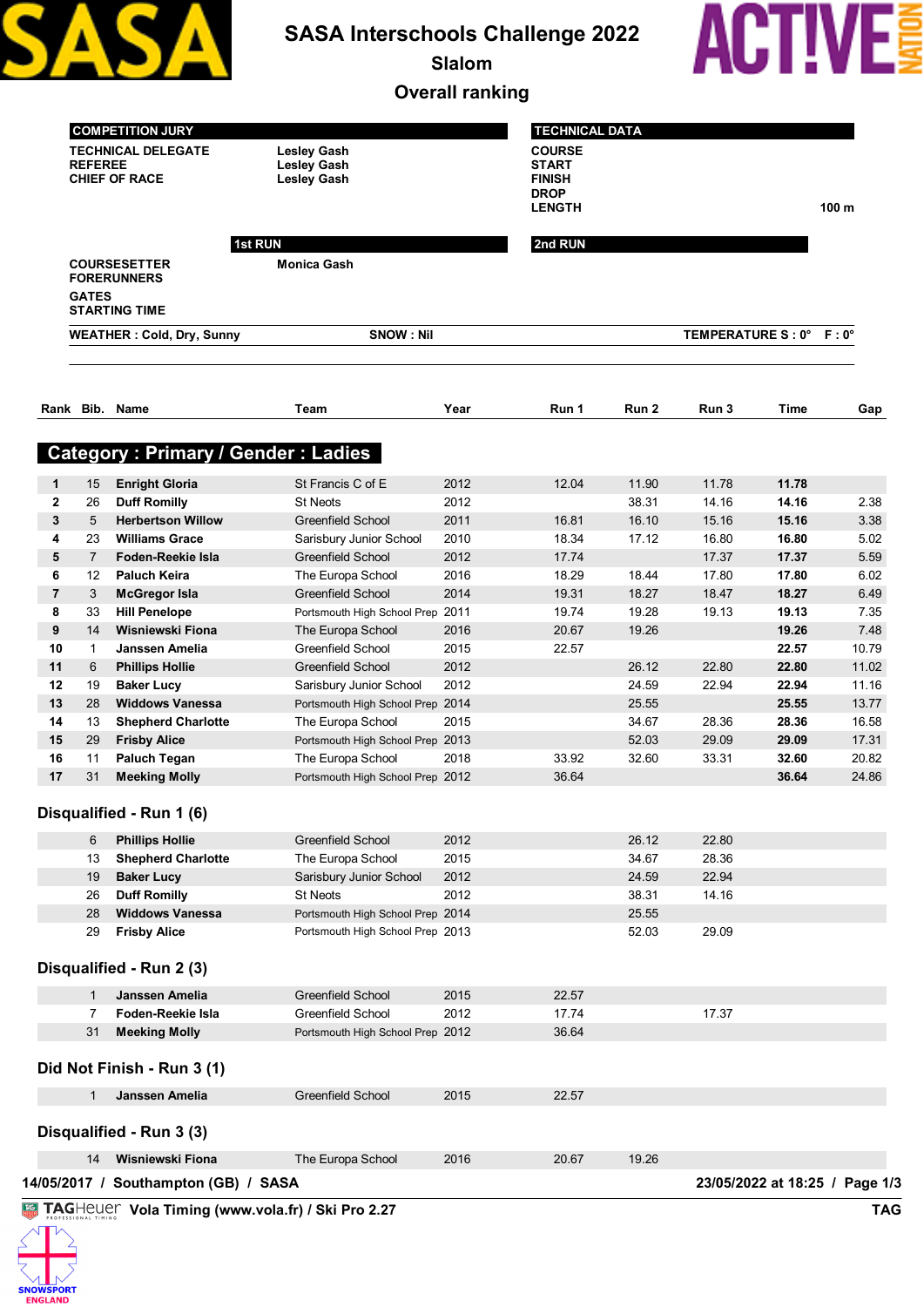# SASA Interschools Challenge 2022

## Slalom

## Overall ranking

| COMPETITION JURY | |
|---|---|
| TECHNICAL DELEGATE | Lesley Gash |
| REFEREE | Lesley Gash |
| CHIEF OF RACE | Lesley Gash |

| TECHNICAL DATA | |
|---|---|
| COURSE | |
| START | |
| FINISH | |
| DROP | |
| LENGTH | 100 m |

| | 1st RUN | 2nd RUN |
|---|---|---|
| COURSESETTER | Monica Gash | |
| FORERUNNERS | | |
| GATES | | |
| STARTING TIME | | |

WEATHER : Cold, Dry, Sunny    SNOW : Nil    TEMPERATURE S : 0°  F : 0°

## Category : Primary / Gender : Ladies

| Rank | Bib. | Name | Team | Year | Run 1 | Run 2 | Run 3 | Time | Gap |
|---|---|---|---|---|---|---|---|---|---|
| 1 | 15 | **Enright Gloria** | St Francis C of E | 2012 | 12.04 | 11.90 | 11.78 | **11.78** | |
| 2 | 26 | **Duff Romilly** | St Neots | 2012 | | 38.31 | 14.16 | **14.16** | 2.38 |
| 3 | 5 | **Herbertson Willow** | Greenfield School | 2011 | 16.81 | 16.10 | 15.16 | **15.16** | 3.38 |
| 4 | 23 | **Williams Grace** | Sarisbury Junior School | 2010 | 18.34 | 17.12 | 16.80 | **16.80** | 5.02 |
| 5 | 7 | **Foden-Reekie Isla** | Greenfield School | 2012 | 17.74 | | 17.37 | **17.37** | 5.59 |
| 6 | 12 | **Paluch Keira** | The Europa School | 2016 | 18.29 | 18.44 | 17.80 | **17.80** | 6.02 |
| 7 | 3 | **McGregor Isla** | Greenfield School | 2014 | 19.31 | 18.27 | 18.47 | **18.27** | 6.49 |
| 8 | 33 | **Hill Penelope** | Portsmouth High School Prep | 2011 | 19.74 | 19.28 | 19.13 | **19.13** | 7.35 |
| 9 | 14 | **Wisniewski Fiona** | The Europa School | 2016 | 20.67 | 19.26 | | **19.26** | 7.48 |
| 10 | 1 | **Janssen Amelia** | Greenfield School | 2015 | 22.57 | | | **22.57** | 10.79 |
| 11 | 6 | **Phillips Hollie** | Greenfield School | 2012 | | 26.12 | 22.80 | **22.80** | 11.02 |
| 12 | 19 | **Baker Lucy** | Sarisbury Junior School | 2012 | | 24.59 | 22.94 | **22.94** | 11.16 |
| 13 | 28 | **Widdows Vanessa** | Portsmouth High School Prep | 2014 | | 25.55 | | **25.55** | 13.77 |
| 14 | 13 | **Shepherd Charlotte** | The Europa School | 2015 | | 34.67 | 28.36 | **28.36** | 16.58 |
| 15 | 29 | **Frisby Alice** | Portsmouth High School Prep | 2013 | | 52.03 | 29.09 | **29.09** | 17.31 |
| 16 | 11 | **Paluch Tegan** | The Europa School | 2018 | 33.92 | 32.60 | 33.31 | **32.60** | 20.82 |
| 17 | 31 | **Meeking Molly** | Portsmouth High School Prep | 2012 | 36.64 | | | **36.64** | 24.86 |

### Disqualified - Run 1 (6)

| Bib. | Name | Team | Year | Run 1 | Run 2 | Run 3 |
|---|---|---|---|---|---|---|
| 6 | **Phillips Hollie** | Greenfield School | 2012 | | 26.12 | 22.80 |
| 13 | **Shepherd Charlotte** | The Europa School | 2015 | | 34.67 | 28.36 |
| 19 | **Baker Lucy** | Sarisbury Junior School | 2012 | | 24.59 | 22.94 |
| 26 | **Duff Romilly** | St Neots | 2012 | | 38.31 | 14.16 |
| 28 | **Widdows Vanessa** | Portsmouth High School Prep | 2014 | | 25.55 | |
| 29 | **Frisby Alice** | Portsmouth High School Prep | 2013 | | 52.03 | 29.09 |

### Disqualified - Run 2 (3)

| Bib. | Name | Team | Year | Run 1 | Run 2 | Run 3 |
|---|---|---|---|---|---|---|
| 1 | **Janssen Amelia** | Greenfield School | 2015 | 22.57 | | |
| 7 | **Foden-Reekie Isla** | Greenfield School | 2012 | 17.74 | | 17.37 |
| 31 | **Meeking Molly** | Portsmouth High School Prep | 2012 | 36.64 | | |

### Did Not Finish - Run 3 (1)

| Bib. | Name | Team | Year | Run 1 | Run 2 | Run 3 |
|---|---|---|---|---|---|---|
| 1 | **Janssen Amelia** | Greenfield School | 2015 | 22.57 | | |

### Disqualified - Run 3 (3)

| Bib. | Name | Team | Year | Run 1 | Run 2 | Run 3 |
|---|---|---|---|---|---|---|
| 14 | **Wisniewski Fiona** | The Europa School | 2016 | 20.67 | 19.26 | |

14/05/2017 / Southampton (GB) / SASA    23/05/2022 at 18:25

Vola Timing (www.vola.fr) / Ski Pro 2.27    TAG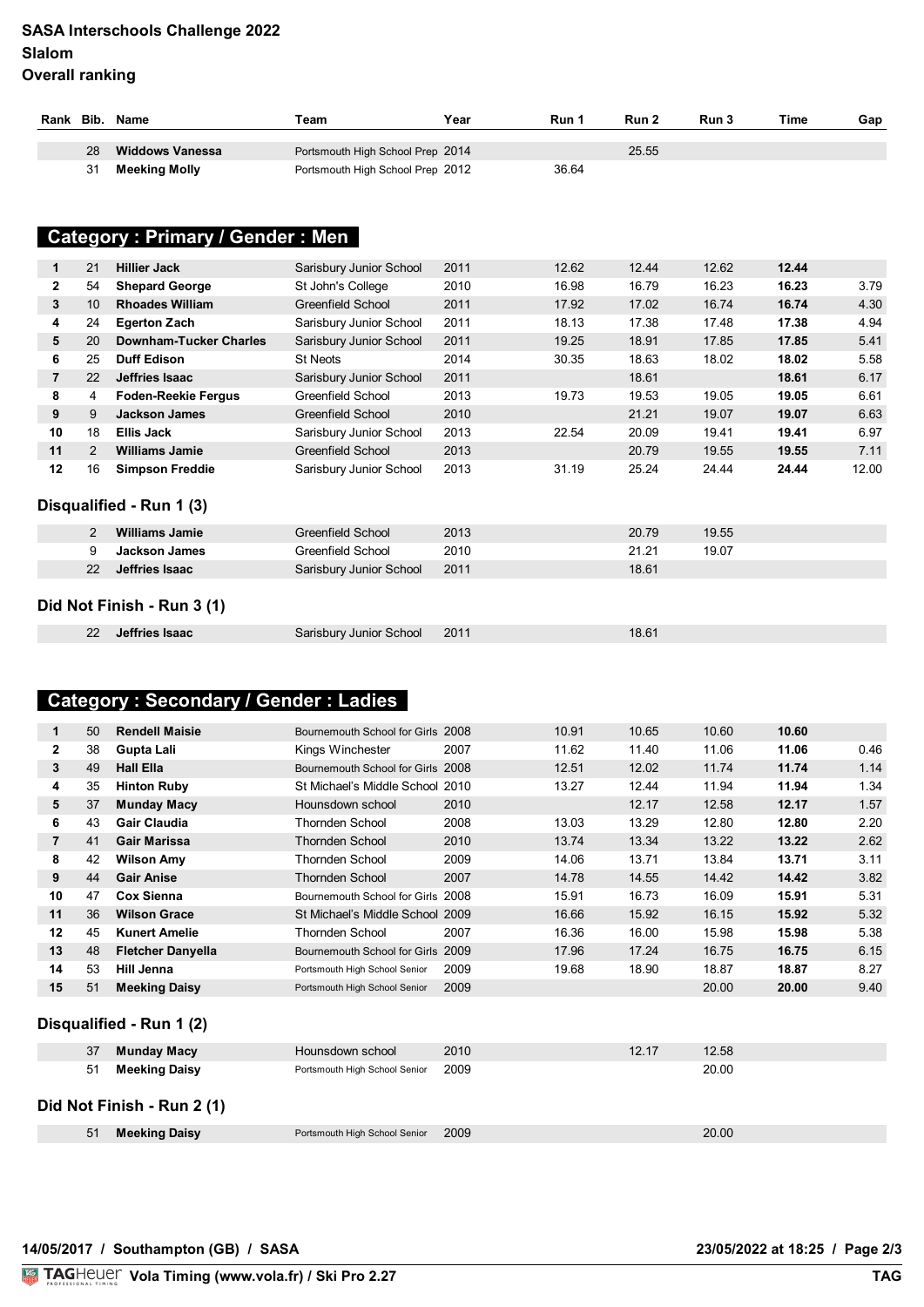# SASA Interschools Challenge 2022
## Slalom
## Overall ranking

| Rank | Bib. | Name | Team | Year | Run 1 | Run 2 | Run 3 | Time | Gap |
|---|---|---|---|---|---|---|---|---|---|
| | 28 | **Widdows Vanessa** | Portsmouth High School Prep | 2014 | | 25.55 | | | |
| | 31 | **Meeking Molly** | Portsmouth High School Prep | 2012 | 36.64 | | | | |

## Category : Primary / Gender : Men

| Rank | Bib. | Name | Team | Year | Run 1 | Run 2 | Run 3 | Time | Gap |
|---|---|---|---|---|---|---|---|---|---|
| 1 | 21 | **Hillier Jack** | Sarisbury Junior School | 2011 | 12.62 | 12.44 | 12.62 | **12.44** | |
| 2 | 54 | **Shepard George** | St John's College | 2010 | 16.98 | 16.79 | 16.23 | **16.23** | 3.79 |
| 3 | 10 | **Rhoades William** | Greenfield School | 2011 | 17.92 | 17.02 | 16.74 | **16.74** | 4.30 |
| 4 | 24 | **Egerton Zach** | Sarisbury Junior School | 2011 | 18.13 | 17.38 | 17.48 | **17.38** | 4.94 |
| 5 | 20 | **Downham-Tucker Charles** | Sarisbury Junior School | 2011 | 19.25 | 18.91 | 17.85 | **17.85** | 5.41 |
| 6 | 25 | **Duff Edison** | St Neots | 2014 | 30.35 | 18.63 | 18.02 | **18.02** | 5.58 |
| 7 | 22 | **Jeffries Isaac** | Sarisbury Junior School | 2011 | | 18.61 | | **18.61** | 6.17 |
| 8 | 4 | **Foden-Reekie Fergus** | Greenfield School | 2013 | 19.73 | 19.53 | 19.05 | **19.05** | 6.61 |
| 9 | 9 | **Jackson James** | Greenfield School | 2010 | | 21.21 | 19.07 | **19.07** | 6.63 |
| 10 | 18 | **Ellis Jack** | Sarisbury Junior School | 2013 | 22.54 | 20.09 | 19.41 | **19.41** | 6.97 |
| 11 | 2 | **Williams Jamie** | Greenfield School | 2013 | | 20.79 | 19.55 | **19.55** | 7.11 |
| 12 | 16 | **Simpson Freddie** | Sarisbury Junior School | 2013 | 31.19 | 25.24 | 24.44 | **24.44** | 12.00 |

### Disqualified - Run 1 (3)

| Rank | Bib. | Name | Team | Year | Run 1 | Run 2 | Run 3 | Time | Gap |
|---|---|---|---|---|---|---|---|---|---|
| | 2 | **Williams Jamie** | Greenfield School | 2013 | | 20.79 | 19.55 | | |
| | 9 | **Jackson James** | Greenfield School | 2010 | | 21.21 | 19.07 | | |
| | 22 | **Jeffries Isaac** | Sarisbury Junior School | 2011 | | 18.61 | | | |

### Did Not Finish - Run 3 (1)

| Rank | Bib. | Name | Team | Year | Run 1 | Run 2 | Run 3 | Time | Gap |
|---|---|---|---|---|---|---|---|---|---|
| | 22 | **Jeffries Isaac** | Sarisbury Junior School | 2011 | | 18.61 | | | |

## Category : Secondary / Gender : Ladies

| Rank | Bib. | Name | Team | Year | Run 1 | Run 2 | Run 3 | Time | Gap |
|---|---|---|---|---|---|---|---|---|---|
| 1 | 50 | **Rendell Maisie** | Bournemouth School for Girls | 2008 | 10.91 | 10.65 | 10.60 | **10.60** | |
| 2 | 38 | **Gupta Lali** | Kings Winchester | 2007 | 11.62 | 11.40 | 11.06 | **11.06** | 0.46 |
| 3 | 49 | **Hall Ella** | Bournemouth School for Girls | 2008 | 12.51 | 12.02 | 11.74 | **11.74** | 1.14 |
| 4 | 35 | **Hinton Ruby** | St Michael's Middle School | 2010 | 13.27 | 12.44 | 11.94 | **11.94** | 1.34 |
| 5 | 37 | **Munday Macy** | Hounsdown school | 2010 | | 12.17 | 12.58 | **12.17** | 1.57 |
| 6 | 43 | **Gair Claudia** | Thornden School | 2008 | 13.03 | 13.29 | 12.80 | **12.80** | 2.20 |
| 7 | 41 | **Gair Marissa** | Thornden School | 2010 | 13.74 | 13.34 | 13.22 | **13.22** | 2.62 |
| 8 | 42 | **Wilson Amy** | Thornden School | 2009 | 14.06 | 13.71 | 13.84 | **13.71** | 3.11 |
| 9 | 44 | **Gair Anise** | Thornden School | 2007 | 14.78 | 14.55 | 14.42 | **14.42** | 3.82 |
| 10 | 47 | **Cox Sienna** | Bournemouth School for Girls | 2008 | 15.91 | 16.73 | 16.09 | **15.91** | 5.31 |
| 11 | 36 | **Wilson Grace** | St Michael's Middle School | 2009 | 16.66 | 15.92 | 16.15 | **15.92** | 5.32 |
| 12 | 45 | **Kunert Amelie** | Thornden School | 2007 | 16.36 | 16.00 | 15.98 | **15.98** | 5.38 |
| 13 | 48 | **Fletcher Danyella** | Bournemouth School for Girls | 2009 | 17.96 | 17.24 | 16.75 | **16.75** | 6.15 |
| 14 | 53 | **Hill Jenna** | Portsmouth High School Senior | 2009 | 19.68 | 18.90 | 18.87 | **18.87** | 8.27 |
| 15 | 51 | **Meeking Daisy** | Portsmouth High School Senior | 2009 | | | 20.00 | **20.00** | 9.40 |

### Disqualified - Run 1 (2)

| Rank | Bib. | Name | Team | Year | Run 1 | Run 2 | Run 3 | Time | Gap |
|---|---|---|---|---|---|---|---|---|---|
| | 37 | **Munday Macy** | Hounsdown school | 2010 | | 12.17 | 12.58 | | |
| | 51 | **Meeking Daisy** | Portsmouth High School Senior | 2009 | | | 20.00 | | |

### Did Not Finish - Run 2 (1)

| Rank | Bib. | Name | Team | Year | Run 1 | Run 2 | Run 3 | Time | Gap |
|---|---|---|---|---|---|---|---|---|---|
| | 51 | **Meeking Daisy** | Portsmouth High School Senior | 2009 | | | 20.00 | | |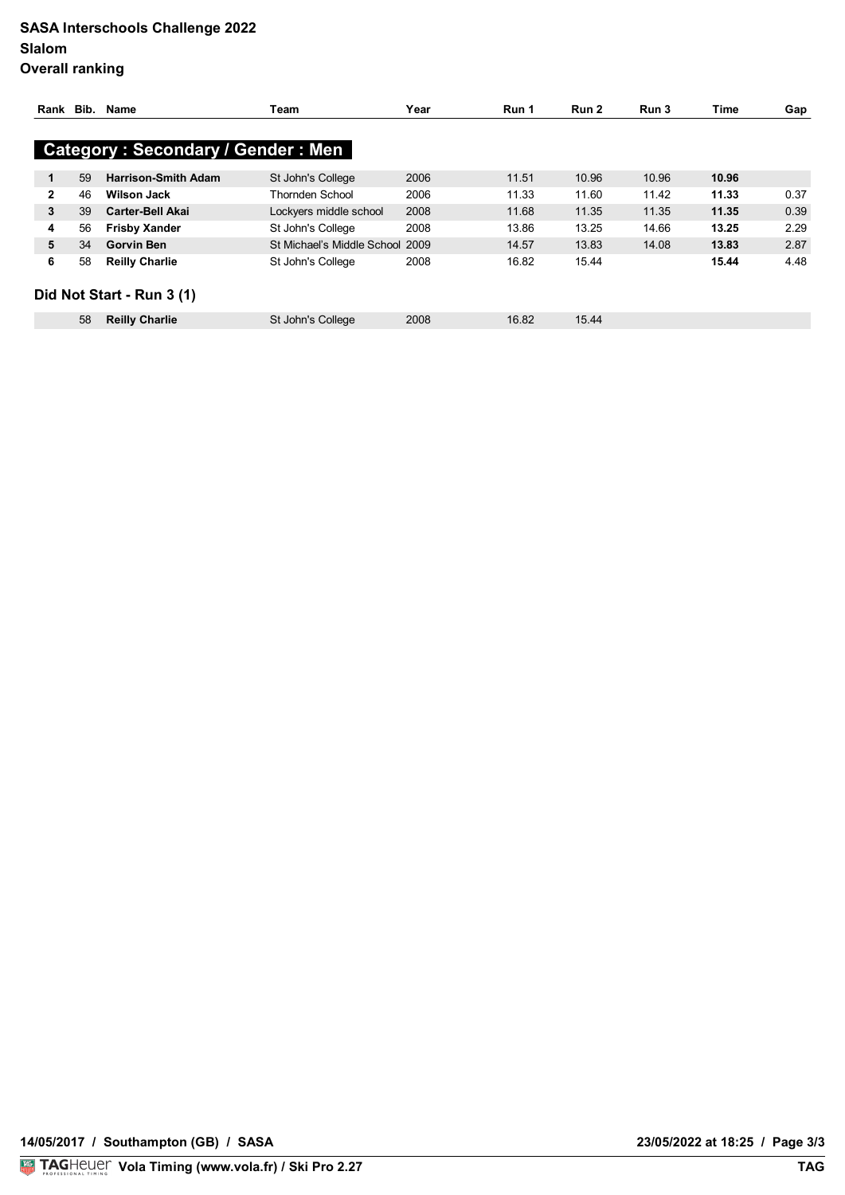# SASA Interschools Challenge 2022

## Slalom

## Overall ranking

| Rank | Bib. | Name | Team | Year | Run 1 | Run 2 | Run 3 | Time | Gap |
|---|---|---|---|---|---|---|---|---|---|
| **Category : Secondary / Gender : Men** | | | | | | | | | |
| **1** | 59 | **Harrison-Smith Adam** | St John's College | 2006 | 11.51 | 10.96 | 10.96 | **10.96** | |
| **2** | 46 | **Wilson Jack** | Thornden School | 2006 | 11.33 | 11.60 | 11.42 | **11.33** | 0.37 |
| **3** | 39 | **Carter-Bell Akai** | Lockyers middle school | 2008 | 11.68 | 11.35 | 11.35 | **11.35** | 0.39 |
| **4** | 56 | **Frisby Xander** | St John's College | 2008 | 13.86 | 13.25 | 14.66 | **13.25** | 2.29 |
| **5** | 34 | **Gorvin Ben** | St Michael's Middle School | 2009 | 14.57 | 13.83 | 14.08 | **13.83** | 2.87 |
| **6** | 58 | **Reilly Charlie** | St John's College | 2008 | 16.82 | 15.44 | | **15.44** | 4.48 |
| **Did Not Start - Run 3 (1)** | | | | | | | | | |
| | 58 | **Reilly Charlie** | St John's College | 2008 | 16.82 | 15.44 | | | |

14/05/2017 / Southampton (GB) / SASA

23/05/2022 at 18:25

Vola Timing (www.vola.fr) / Ski Pro 2.27

TAG